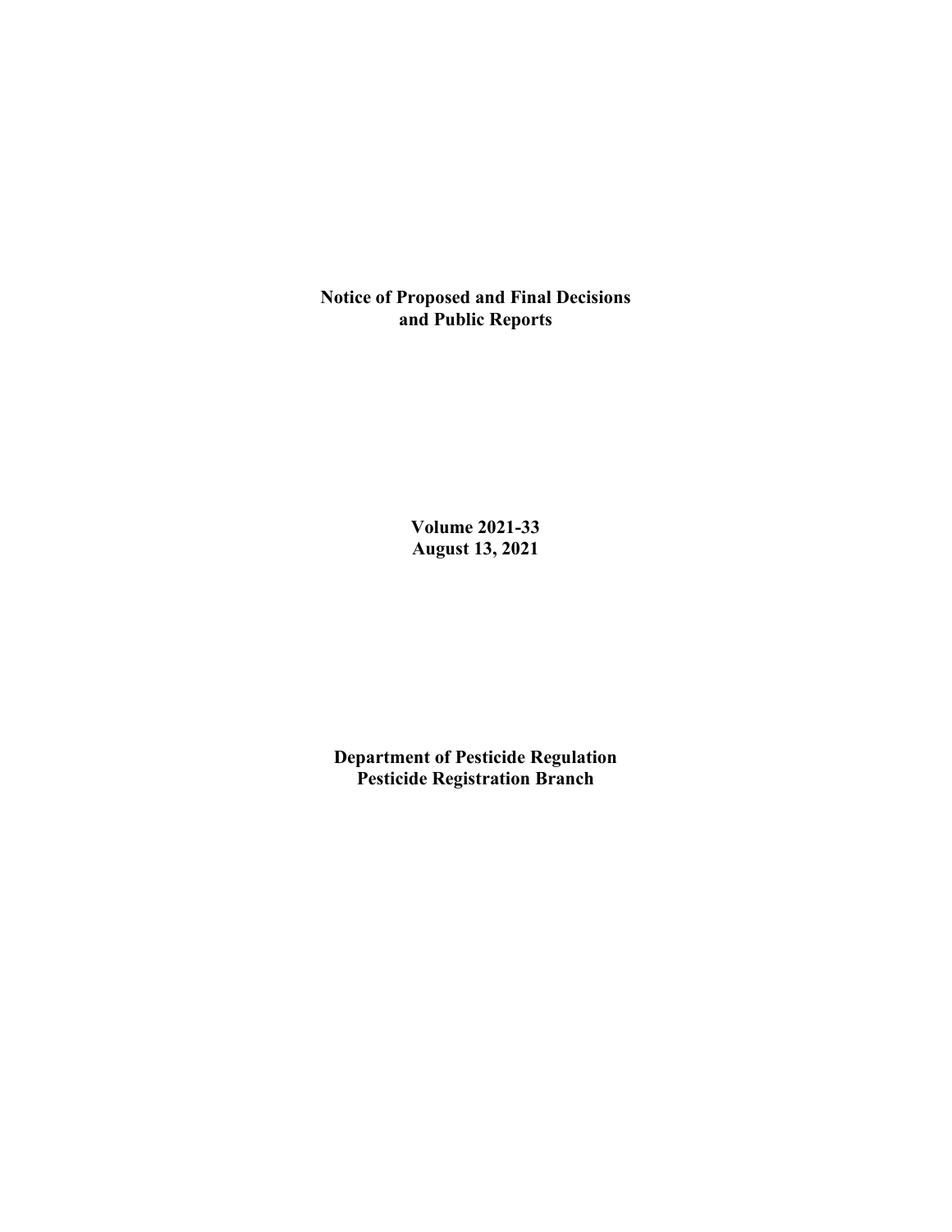# Notice of Proposed and Final Decisions and Public Reports

**Volume 2021-33**
**August 13, 2021**

**Department of Pesticide Regulation**
**Pesticide Registration Branch**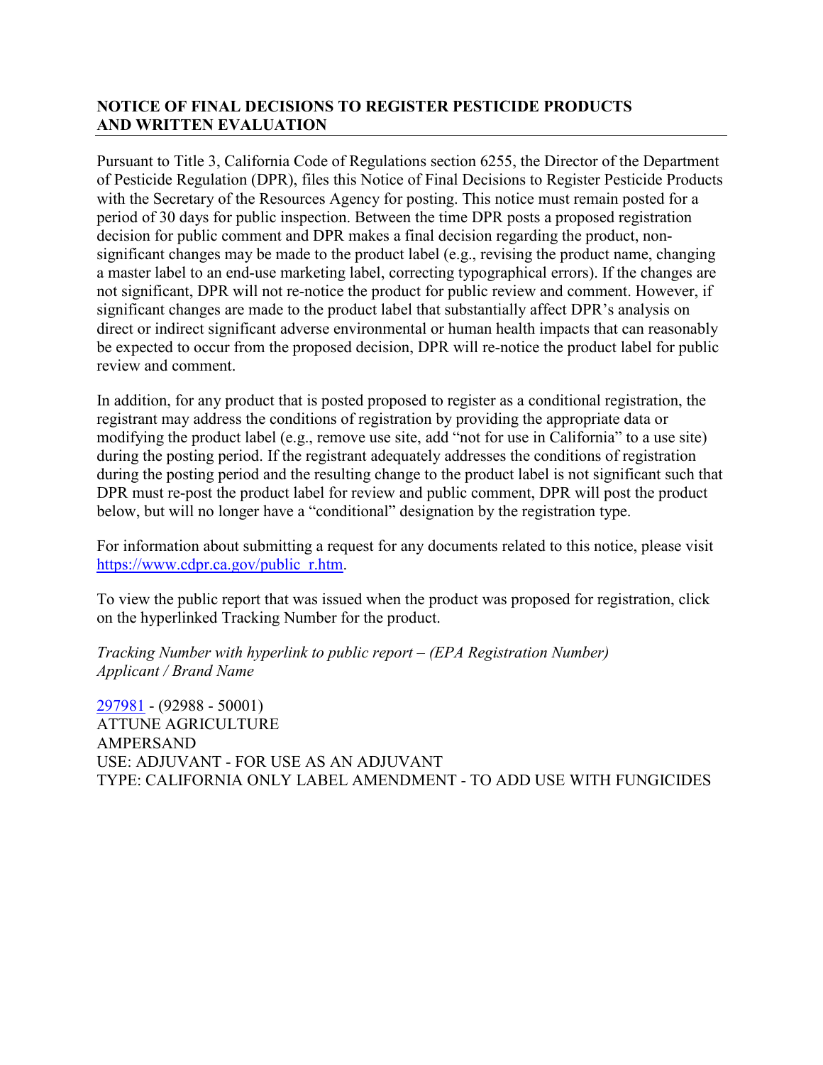## NOTICE OF FINAL DECISIONS TO REGISTER PESTICIDE PRODUCTS AND WRITTEN EVALUATION

Pursuant to Title 3, California Code of Regulations section 6255, the Director of the Department of Pesticide Regulation (DPR), files this Notice of Final Decisions to Register Pesticide Products with the Secretary of the Resources Agency for posting. This notice must remain posted for a period of 30 days for public inspection. Between the time DPR posts a proposed registration decision for public comment and DPR makes a final decision regarding the product, non-significant changes may be made to the product label (e.g., revising the product name, changing a master label to an end-use marketing label, correcting typographical errors). If the changes are not significant, DPR will not re-notice the product for public review and comment. However, if significant changes are made to the product label that substantially affect DPR's analysis on direct or indirect significant adverse environmental or human health impacts that can reasonably be expected to occur from the proposed decision, DPR will re-notice the product label for public review and comment.

In addition, for any product that is posted proposed to register as a conditional registration, the registrant may address the conditions of registration by providing the appropriate data or modifying the product label (e.g., remove use site, add "not for use in California" to a use site) during the posting period. If the registrant adequately addresses the conditions of registration during the posting period and the resulting change to the product label is not significant such that DPR must re-post the product label for review and public comment, DPR will post the product below, but will no longer have a "conditional" designation by the registration type.

For information about submitting a request for any documents related to this notice, please visit https://www.cdpr.ca.gov/public_r.htm.

To view the public report that was issued when the product was proposed for registration, click on the hyperlinked Tracking Number for the product.

*Tracking Number with hyperlink to public report – (EPA Registration Number)*
*Applicant / Brand Name*

297981 - (92988 - 50001)
ATTUNE AGRICULTURE
AMPERSAND
USE: ADJUVANT - FOR USE AS AN ADJUVANT
TYPE: CALIFORNIA ONLY LABEL AMENDMENT - TO ADD USE WITH FUNGICIDES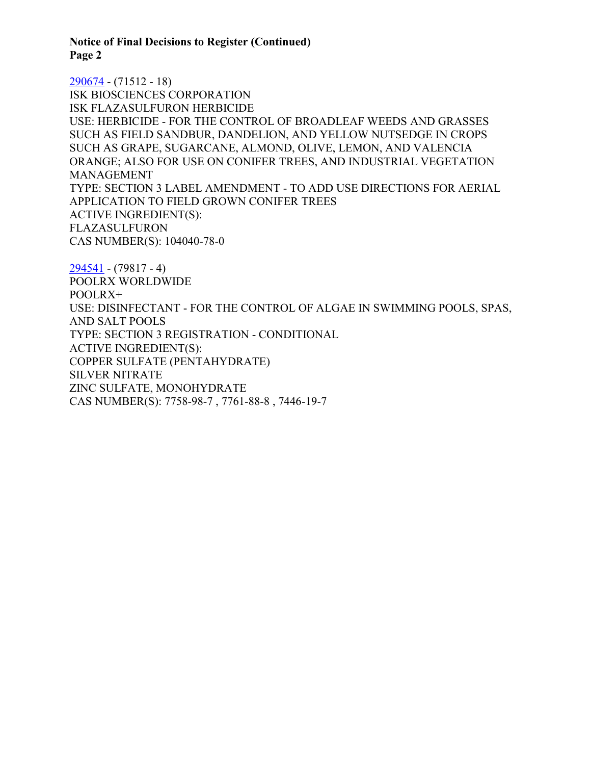**Notice of Final Decisions to Register (Continued)**
**Page 2**

290674 - (71512 - 18)
ISK BIOSCIENCES CORPORATION
ISK FLAZASULFURON HERBICIDE
USE: HERBICIDE - FOR THE CONTROL OF BROADLEAF WEEDS AND GRASSES SUCH AS FIELD SANDBUR, DANDELION, AND YELLOW NUTSEDGE IN CROPS SUCH AS GRAPE, SUGARCANE, ALMOND, OLIVE, LEMON, AND VALENCIA ORANGE; ALSO FOR USE ON CONIFER TREES, AND INDUSTRIAL VEGETATION MANAGEMENT
TYPE: SECTION 3 LABEL AMENDMENT - TO ADD USE DIRECTIONS FOR AERIAL APPLICATION TO FIELD GROWN CONIFER TREES
ACTIVE INGREDIENT(S):
FLAZASULFURON
CAS NUMBER(S): 104040-78-0

294541 - (79817 - 4)
POOLRX WORLDWIDE
POOLRX+
USE: DISINFECTANT - FOR THE CONTROL OF ALGAE IN SWIMMING POOLS, SPAS, AND SALT POOLS
TYPE: SECTION 3 REGISTRATION - CONDITIONAL
ACTIVE INGREDIENT(S):
COPPER SULFATE (PENTAHYDRATE)
SILVER NITRATE
ZINC SULFATE, MONOHYDRATE
CAS NUMBER(S): 7758-98-7 , 7761-88-8 , 7446-19-7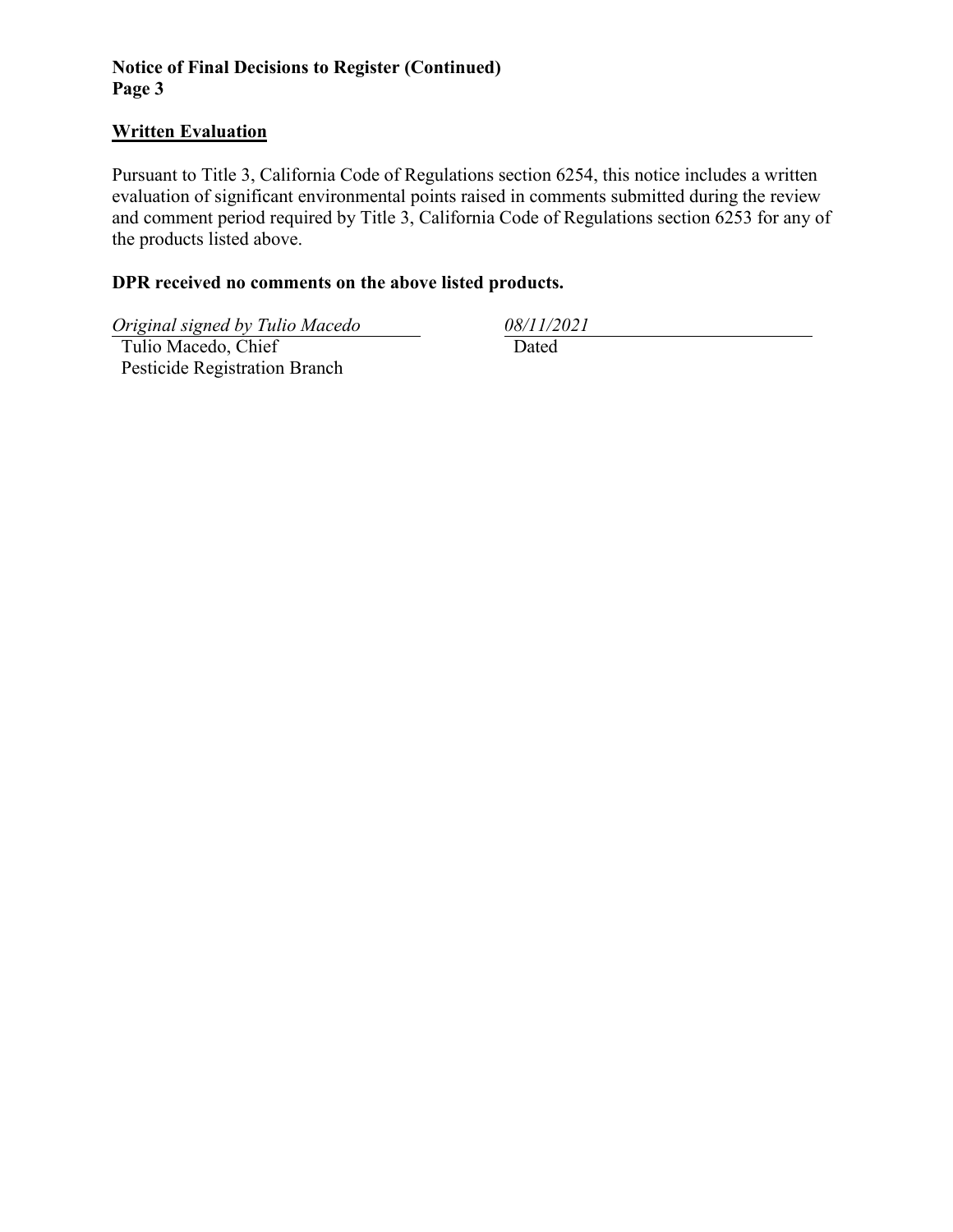**Notice of Final Decisions to Register (Continued)**
**Page 3**

## Written Evaluation

Pursuant to Title 3, California Code of Regulations section 6254, this notice includes a written evaluation of significant environmental points raised in comments submitted during the review and comment period required by Title 3, California Code of Regulations section 6253 for any of the products listed above.

**DPR received no comments on the above listed products.**

*Original signed by Tulio Macedo*
Tulio Macedo, Chief
Pesticide Registration Branch

*08/11/2021*
Dated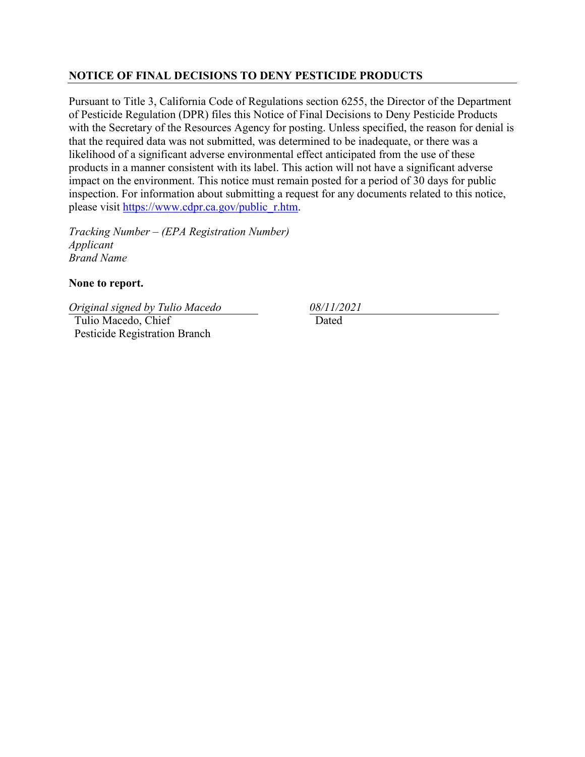## NOTICE OF FINAL DECISIONS TO DENY PESTICIDE PRODUCTS

Pursuant to Title 3, California Code of Regulations section 6255, the Director of the Department of Pesticide Regulation (DPR) files this Notice of Final Decisions to Deny Pesticide Products with the Secretary of the Resources Agency for posting. Unless specified, the reason for denial is that the required data was not submitted, was determined to be inadequate, or there was a likelihood of a significant adverse environmental effect anticipated from the use of these products in a manner consistent with its label. This action will not have a significant adverse impact on the environment. This notice must remain posted for a period of 30 days for public inspection. For information about submitting a request for any documents related to this notice, please visit https://www.cdpr.ca.gov/public_r.htm.

*Tracking Number – (EPA Registration Number)*
*Applicant*
*Brand Name*

**None to report.**

*Original signed by Tulio Macedo*
Tulio Macedo, Chief
Pesticide Registration Branch

*08/11/2021*
Dated